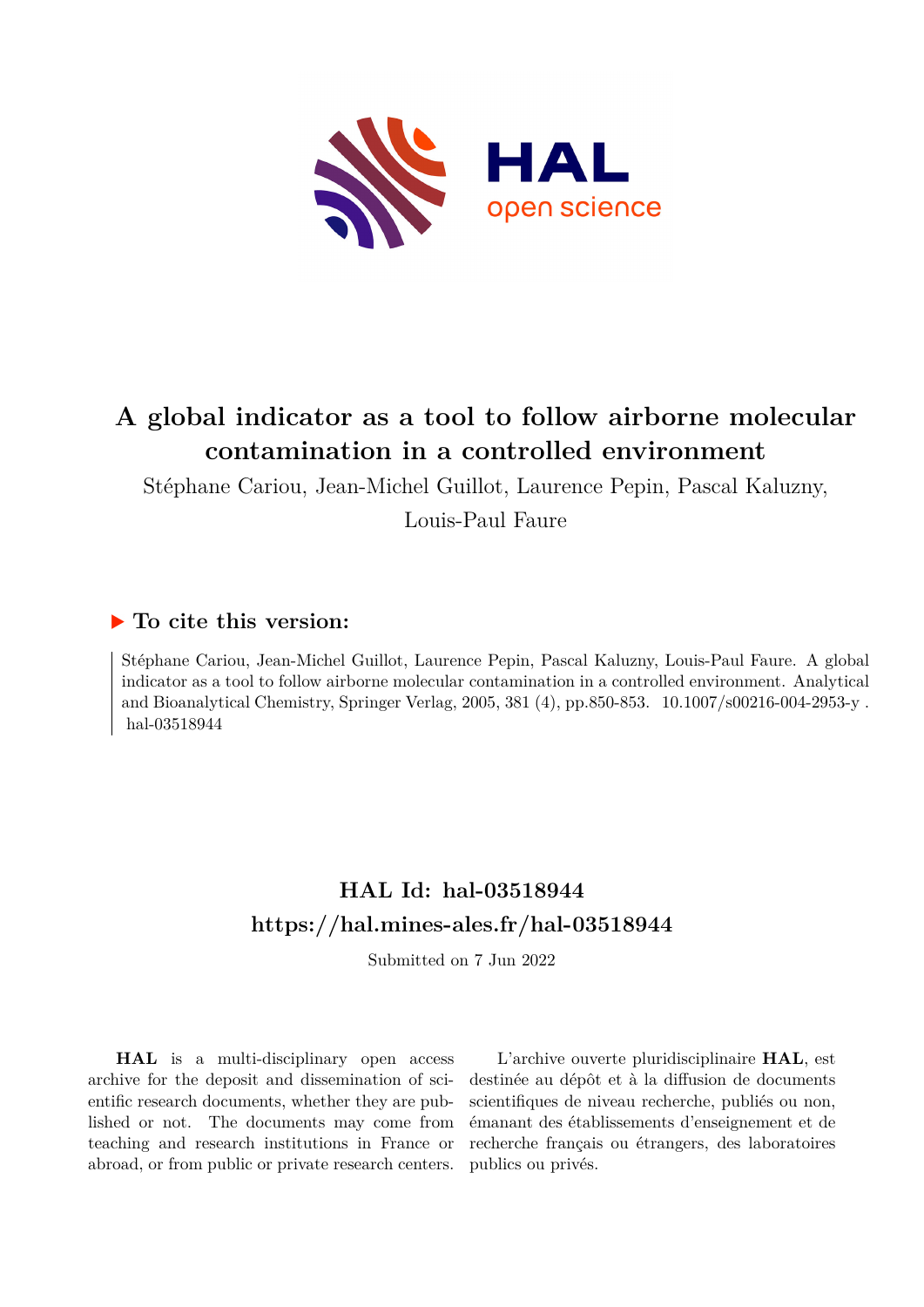# A global indicator as a tool to follow airborne molecular contamination in a controlled environment

Stéphane Cariou, Jean-Michel Guillot, Laurence Pepin, Pascal Kaluzny, Louis-Paul Faure

## ▶ To cite this version:

Stéphane Cariou, Jean-Michel Guillot, Laurence Pepin, Pascal Kaluzny, Louis-Paul Faure. A global indicator as a tool to follow airborne molecular contamination in a controlled environment. Analytical and Bioanalytical Chemistry, Springer Verlag, 2005, 381 (4), pp.850-853. 10.1007/s00216-004-2953-y . hal-03518944

## HAL Id: hal-03518944
## https://hal.mines-ales.fr/hal-03518944

Submitted on 7 Jun 2022

**HAL** is a multi-disciplinary open access archive for the deposit and dissemination of scientific research documents, whether they are published or not. The documents may come from teaching and research institutions in France or abroad, or from public or private research centers.

L'archive ouverte pluridisciplinaire **HAL**, est destinée au dépôt et à la diffusion de documents scientifiques de niveau recherche, publiés ou non, émanant des établissements d'enseignement et de recherche français ou étrangers, des laboratoires publics ou privés.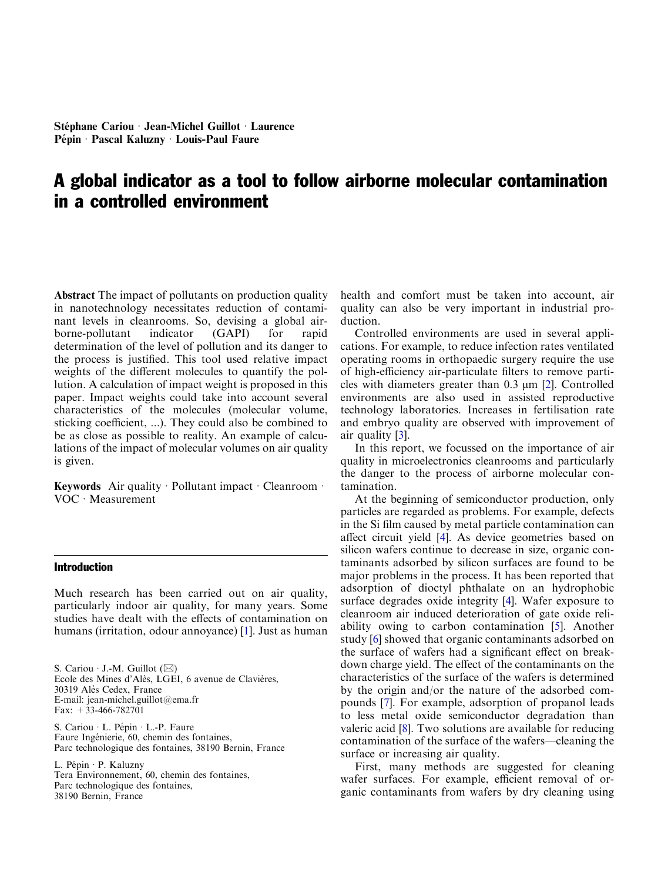Stéphane Cariou · Jean-Michel Guillot · Laurence Pépin · Pascal Kaluzny · Louis-Paul Faure

# A global indicator as a tool to follow airborne molecular contamination in a controlled environment

**Abstract** The impact of pollutants on production quality in nanotechnology necessitates reduction of contaminant levels in cleanrooms. So, devising a global airborne-pollutant indicator (GAPI) for rapid determination of the level of pollution and its danger to the process is justified. This tool used relative impact weights of the different molecules to quantify the pollution. A calculation of impact weight is proposed in this paper. Impact weights could take into account several characteristics of the molecules (molecular volume, sticking coefficient, ...). They could also be combined to be as close as possible to reality. An example of calculations of the impact of molecular volumes on air quality is given.

**Keywords** Air quality · Pollutant impact · Cleanroom · VOC · Measurement

## Introduction

Much research has been carried out on air quality, particularly indoor air quality, for many years. Some studies have dealt with the effects of contamination on humans (irritation, odour annoyance) [1]. Just as human health and comfort must be taken into account, air quality can also be very important in industrial production.

Controlled environments are used in several applications. For example, to reduce infection rates ventilated operating rooms in orthopaedic surgery require the use of high-efficiency air-particulate filters to remove particles with diameters greater than 0.3 μm [2]. Controlled environments are also used in assisted reproductive technology laboratories. Increases in fertilisation rate and embryo quality are observed with improvement of air quality [3].

In this report, we focussed on the importance of air quality in microelectronics cleanrooms and particularly the danger to the process of airborne molecular contamination.

At the beginning of semiconductor production, only particles are regarded as problems. For example, defects in the Si film caused by metal particle contamination can affect circuit yield [4]. As device geometries based on silicon wafers continue to decrease in size, organic contaminants adsorbed by silicon surfaces are found to be major problems in the process. It has been reported that adsorption of dioctyl phthalate on an hydrophobic surface degrades oxide integrity [4]. Wafer exposure to cleanroom air induced deterioration of gate oxide reliability owing to carbon contamination [5]. Another study [6] showed that organic contaminants adsorbed on the surface of wafers had a significant effect on breakdown charge yield. The effect of the contaminants on the characteristics of the surface of the wafers is determined by the origin and/or the nature of the adsorbed compounds [7]. For example, adsorption of propanol leads to less metal oxide semiconductor degradation than valeric acid [8]. Two solutions are available for reducing contamination of the surface of the wafers—cleaning the surface or increasing air quality.

First, many methods are suggested for cleaning wafer surfaces. For example, efficient removal of organic contaminants from wafers by dry cleaning using

S. Cariou · J.-M. Guillot (✉)
Ecole des Mines d'Alès, LGEI, 6 avenue de Clavières, 30319 Alès Cedex, France
E-mail: jean-michel.guillot@ema.fr
Fax: +33-466-782701

S. Cariou · L. Pépin · L.-P. Faure
Faure Ingénierie, 60, chemin des fontaines, Parc technologique des fontaines, 38190 Bernin, France

L. Pépin · P. Kaluzny
Tera Environnement, 60, chemin des fontaines, Parc technologique des fontaines, 38190 Bernin, France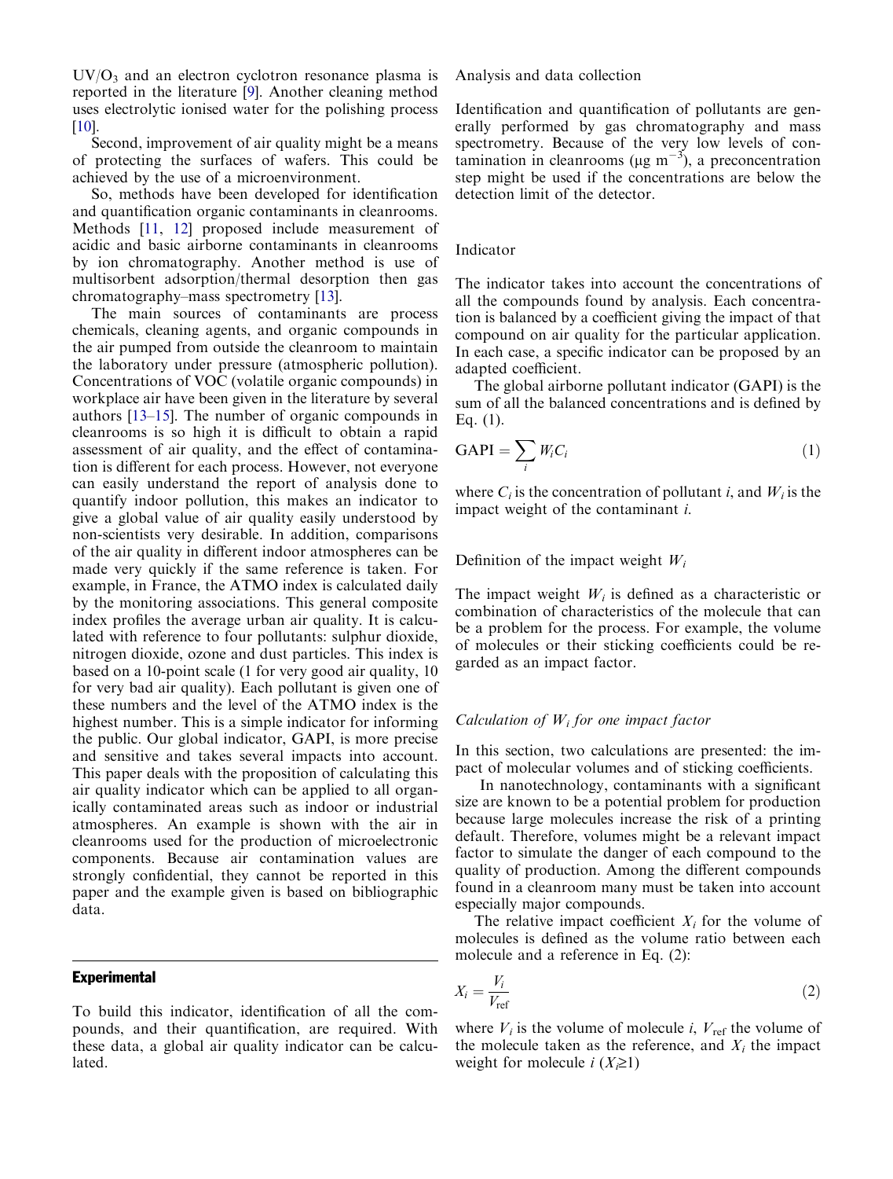$UV/O_3$ and an electron cyclotron resonance plasma is reported in the literature [9]. Another cleaning method uses electrolytic ionised water for the polishing process [10].

Second, improvement of air quality might be a means of protecting the surfaces of wafers. This could be achieved by the use of a microenvironment.

So, methods have been developed for identification and quantification organic contaminants in cleanrooms. Methods [11, 12] proposed include measurement of acidic and basic airborne contaminants in cleanrooms by ion chromatography. Another method is use of multisorbent adsorption/thermal desorption then gas chromatography–mass spectrometry [13].

The main sources of contaminants are process chemicals, cleaning agents, and organic compounds in the air pumped from outside the cleanroom to maintain the laboratory under pressure (atmospheric pollution). Concentrations of VOC (volatile organic compounds) in workplace air have been given in the literature by several authors [13–15]. The number of organic compounds in cleanrooms is so high it is difficult to obtain a rapid assessment of air quality, and the effect of contamination is different for each process. However, not everyone can easily understand the report of analysis done to quantify indoor pollution, this makes an indicator to give a global value of air quality easily understood by non-scientists very desirable. In addition, comparisons of the air quality in different indoor atmospheres can be made very quickly if the same reference is taken. For example, in France, the ATMO index is calculated daily by the monitoring associations. This general composite index profiles the average urban air quality. It is calculated with reference to four pollutants: sulphur dioxide, nitrogen dioxide, ozone and dust particles. This index is based on a 10-point scale (1 for very good air quality, 10 for very bad air quality). Each pollutant is given one of these numbers and the level of the ATMO index is the highest number. This is a simple indicator for informing the public. Our global indicator, GAPI, is more precise and sensitive and takes several impacts into account. This paper deals with the proposition of calculating this air quality indicator which can be applied to all organically contaminated areas such as indoor or industrial atmospheres. An example is shown with the air in cleanrooms used for the production of microelectronic components. Because air contamination values are strongly confidential, they cannot be reported in this paper and the example given is based on bibliographic data.

## Experimental

To build this indicator, identification of all the compounds, and their quantification, are required. With these data, a global air quality indicator can be calculated.

### Analysis and data collection

Identification and quantification of pollutants are generally performed by gas chromatography and mass spectrometry. Because of the very low levels of contamination in cleanrooms (μg $m^{-3}$), a preconcentration step might be used if the concentrations are below the detection limit of the detector.

### Indicator

The indicator takes into account the concentrations of all the compounds found by analysis. Each concentration is balanced by a coefficient giving the impact of that compound on air quality for the particular application. In each case, a specific indicator can be proposed by an adapted coefficient.

The global airborne pollutant indicator (GAPI) is the sum of all the balanced concentrations and is defined by Eq. (1).

$$\mathrm{GAPI} = \sum_i W_i C_i \tag{1}$$

where $C_i$ is the concentration of pollutant *i*, and $W_i$ is the impact weight of the contaminant *i*.

### Definition of the impact weight $W_i$

The impact weight $W_i$ is defined as a characteristic or combination of characteristics of the molecule that can be a problem for the process. For example, the volume of molecules or their sticking coefficients could be regarded as an impact factor.

#### *Calculation of $W_i$ for one impact factor*

In this section, two calculations are presented: the impact of molecular volumes and of sticking coefficients.

In nanotechnology, contaminants with a significant size are known to be a potential problem for production because large molecules increase the risk of a printing default. Therefore, volumes might be a relevant impact factor to simulate the danger of each compound to the quality of production. Among the different compounds found in a cleanroom many must be taken into account especially major compounds.

The relative impact coefficient $X_i$ for the volume of molecules is defined as the volume ratio between each molecule and a reference in Eq. (2):

$$X_i = \frac{V_i}{V_{\mathrm{ref}}} \tag{2}$$

where $V_i$ is the volume of molecule *i*, $V_{\mathrm{ref}}$ the volume of the molecule taken as the reference, and $X_i$ the impact weight for molecule *i* ($X_i \geq 1$)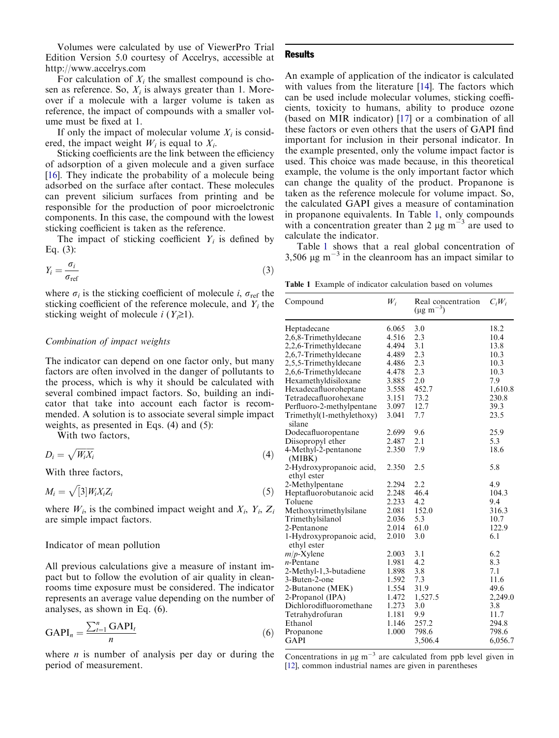Volumes were calculated by use of ViewerPro Trial Edition Version 5.0 courtesy of Accelrys, accessible at http://www.accelrys.com

For calculation of $X_i$ the smallest compound is chosen as reference. So, $X_i$ is always greater than 1. Moreover if a molecule with a larger volume is taken as reference, the impact of compounds with a smaller volume must be fixed at 1.

If only the impact of molecular volume $X_i$ is considered, the impact weight $W_i$ is equal to $X_i$.

Sticking coefficients are the link between the efficiency of adsorption of a given molecule and a given surface [16]. They indicate the probability of a molecule being adsorbed on the surface after contact. These molecules can prevent silicium surfaces from printing and be responsible for the production of poor microelctronic components. In this case, the compound with the lowest sticking coefficient is taken as the reference.

The impact of sticking coefficient $Y_i$ is defined by Eq. (3):

$$Y_i = \frac{\sigma_i}{\sigma_{\text{ref}}} \tag{3}$$

where $\sigma_i$ is the sticking coefficient of molecule $i$, $\sigma_{\text{ref}}$ the sticking coefficient of the reference molecule, and $Y_i$ the sticking weight of molecule $i$ ($Y_i \geq 1$).

### *Combination of impact weights*

The indicator can depend on one factor only, but many factors are often involved in the danger of pollutants to the process, which is why it should be calculated with several combined impact factors. So, building an indicator that take into account each factor is recommended. A solution is to associate several simple impact weights, as presented in Eqs. (4) and (5):

With two factors,

$$D_i = \sqrt{W_i X_i} \tag{4}$$

With three factors,

$$M_i = \sqrt[3]{W_i X_i Z_i} \tag{5}$$

where $W_i$, is the combined impact weight and $X_i$, $Y_i$, $Z_i$ are simple impact factors.

### *Indicator of mean pollution*

All previous calculations give a measure of instant impact but to follow the evolution of air quality in cleanrooms time exposure must be considered. The indicator represents an average value depending on the number of analyses, as shown in Eq. (6).

$$\text{GAPI}_n = \frac{\sum_{t=1}^{n} \text{GAPI}_t}{n} \tag{6}$$

where $n$ is number of analysis per day or during the period of measurement.

## Results

An example of application of the indicator is calculated with values from the literature [14]. The factors which can be used include molecular volumes, sticking coefficients, toxicity to humans, ability to produce ozone (based on MIR indicator) [17] or a combination of all these factors or even others that the users of GAPI find important for inclusion in their personal indicator. In the example presented, only the volume impact factor is used. This choice was made because, in this theoretical example, the volume is the only important factor which can change the quality of the product. Propanone is taken as the reference molecule for volume impact. So, the calculated GAPI gives a measure of contamination in propanone equivalents. In Table 1, only compounds with a concentration greater than 2 μg m$^{-3}$ are used to calculate the indicator.

Table 1 shows that a real global concentration of 3,506 μg m$^{-3}$ in the cleanroom has an impact similar to

**Table 1** Example of indicator calculation based on volumes

| Compound | $W_i$ | Real concentration (μg m$^{-3}$) | $C_iW_i$ |
|---|---|---|---|
| Heptadecane | 6.065 | 3.0 | 18.2 |
| 2,6,8-Trimethyldecane | 4.516 | 2.3 | 10.4 |
| 2,2,6-Trimethyldecane | 4.494 | 3.1 | 13.8 |
| 2,6,7-Trimethyldecane | 4.489 | 2.3 | 10.3 |
| 2,5,5-Trimethyldecane | 4.486 | 2.3 | 10.3 |
| 2,6,6-Trimethyldecane | 4.478 | 2.3 | 10.3 |
| Hexamethyldisiloxane | 3.885 | 2.0 | 7.9 |
| Hexadecafluoroheptane | 3.558 | 452.7 | 1,610.8 |
| Tetradecafluorohexane | 3.151 | 73.2 | 230.8 |
| Perfluoro-2-methylpentane | 3.097 | 12.7 | 39.3 |
| Trimethyl(1-methylethoxy) silane | 3.041 | 7.7 | 23.5 |
| Dodecafluoropentane | 2.699 | 9.6 | 25.9 |
| Diisopropyl ether | 2.487 | 2.1 | 5.3 |
| 4-Methyl-2-pentanone (MIBK) | 2.350 | 7.9 | 18.6 |
| 2-Hydroxypropanoic acid, ethyl ester | 2.350 | 2.5 | 5.8 |
| 2-Methylpentane | 2.294 | 2.2 | 4.9 |
| Heptafluorobutanoic acid | 2.248 | 46.4 | 104.3 |
| Toluene | 2.233 | 4.2 | 9.4 |
| Methoxytrimethylsilane | 2.081 | 152.0 | 316.3 |
| Trimethylsilanol | 2.036 | 5.3 | 10.7 |
| 2-Pentanone | 2.014 | 61.0 | 122.9 |
| 1-Hydroxypropanoic acid, ethyl ester | 2.010 | 3.0 | 6.1 |
| *m*/*p*-Xylene | 2.003 | 3.1 | 6.2 |
| *n*-Pentane | 1.981 | 4.2 | 8.3 |
| 2-Methyl-1,3-butadiene | 1.898 | 3.8 | 7.1 |
| 3-Buten-2-one | 1.592 | 7.3 | 11.6 |
| 2-Butanone (MEK) | 1.554 | 31.9 | 49.6 |
| 2-Propanol (IPA) | 1.472 | 1,527.5 | 2,249.0 |
| Dichlorodifluoromethane | 1.273 | 3.0 | 3.8 |
| Tetrahydrofuran | 1.181 | 9.9 | 11.7 |
| Ethanol | 1.146 | 257.2 | 294.8 |
| Propanone | 1.000 | 798.6 | 798.6 |
| GAPI | | 3,506.4 | 6,056.7 |

Concentrations in μg m$^{-3}$ are calculated from ppb level given in [12], common industrial names are given in parentheses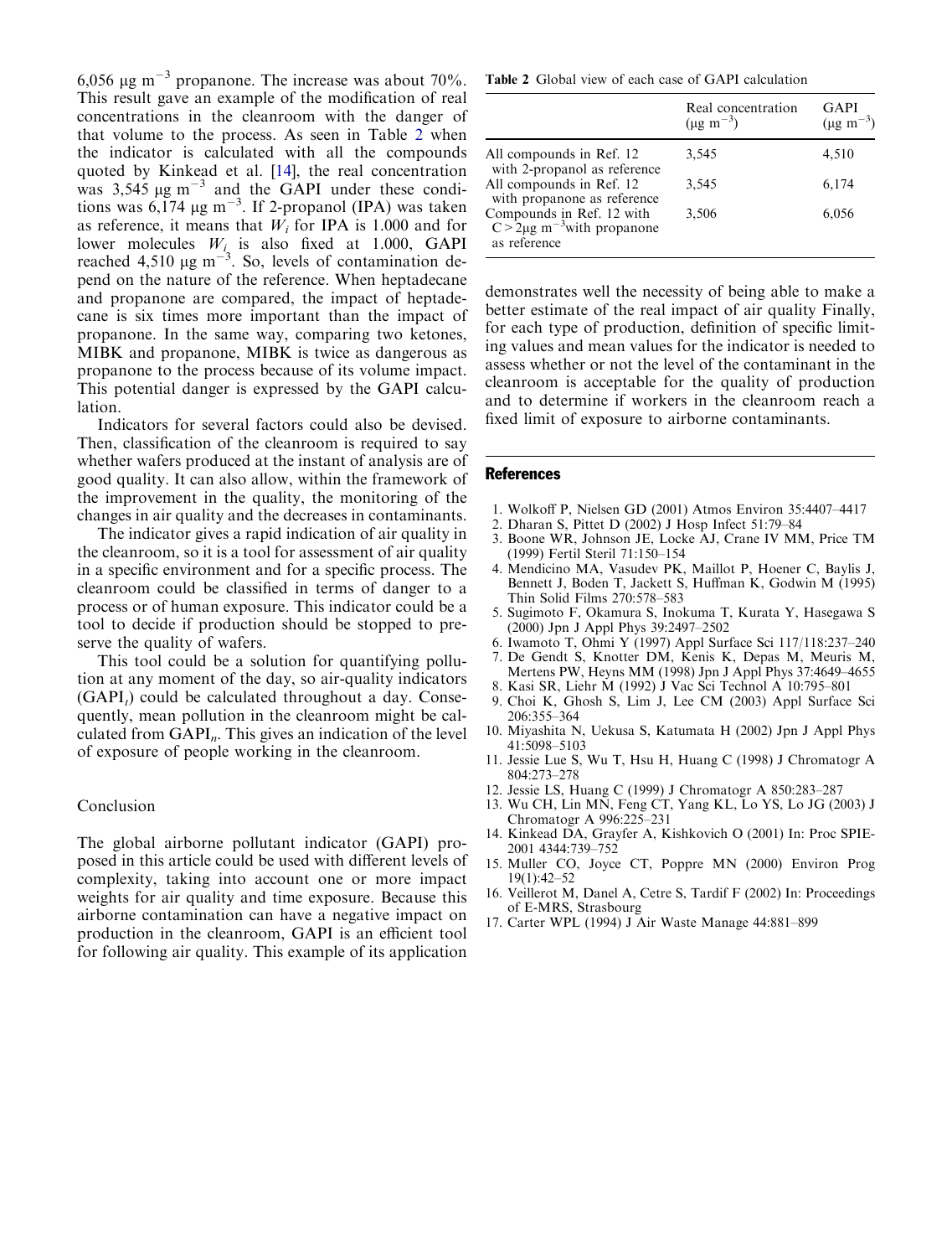6,056 μg m$^{-3}$ propanone. The increase was about 70%. This result gave an example of the modification of real concentrations in the cleanroom with the danger of that volume to the process. As seen in Table 2 when the indicator is calculated with all the compounds quoted by Kinkead et al. [14], the real concentration was 3,545 μg m$^{-3}$ and the GAPI under these conditions was 6,174 μg m$^{-3}$. If 2-propanol (IPA) was taken as reference, it means that $W_i$ for IPA is 1.000 and for lower molecules $W_i$ is also fixed at 1.000, GAPI reached 4,510 μg m$^{-3}$. So, levels of contamination depend on the nature of the reference. When heptadecane and propanone are compared, the impact of heptadecane is six times more important than the impact of propanone. In the same way, comparing two ketones, MIBK and propanone, MIBK is twice as dangerous as propanone to the process because of its volume impact. This potential danger is expressed by the GAPI calculation.

Indicators for several factors could also be devised. Then, classification of the cleanroom is required to say whether wafers produced at the instant of analysis are of good quality. It can also allow, within the framework of the improvement in the quality, the monitoring of the changes in air quality and the decreases in contaminants.

The indicator gives a rapid indication of air quality in the cleanroom, so it is a tool for assessment of air quality in a specific environment and for a specific process. The cleanroom could be classified in terms of danger to a process or of human exposure. This indicator could be a tool to decide if production should be stopped to preserve the quality of wafers.

This tool could be a solution for quantifying pollution at any moment of the day, so air-quality indicators ($GAPI_t$) could be calculated throughout a day. Consequently, mean pollution in the cleanroom might be calculated from $GAPI_n$. This gives an indication of the level of exposure of people working in the cleanroom.

## Conclusion

The global airborne pollutant indicator (GAPI) proposed in this article could be used with different levels of complexity, taking into account one or more impact weights for air quality and time exposure. Because this airborne contamination can have a negative impact on production in the cleanroom, GAPI is an efficient tool for following air quality. This example of its application demonstrates well the necessity of being able to make a better estimate of the real impact of air quality Finally, for each type of production, definition of specific limiting values and mean values for the indicator is needed to assess whether or not the level of the contaminant in the cleanroom is acceptable for the quality of production and to determine if workers in the cleanroom reach a fixed limit of exposure to airborne contaminants.

**Table 2** Global view of each case of GAPI calculation

| | Real concentration (μg m$^{-3}$) | GAPI (μg m$^{-3}$) |
|---|---|---|
| All compounds in Ref. 12 with 2-propanol as reference | 3,545 | 4,510 |
| All compounds in Ref. 12 with propanone as reference | 3,545 | 6,174 |
| Compounds in Ref. 12 with $C > 2$μg m$^{-3}$with propanone as reference | 3,506 | 6,056 |

## References

1. Wolkoff P, Nielsen GD (2001) Atmos Environ 35:4407–4417
2. Dharan S, Pittet D (2002) J Hosp Infect 51:79–84
3. Boone WR, Johnson JE, Locke AJ, Crane IV MM, Price TM (1999) Fertil Steril 71:150–154
4. Mendicino MA, Vasudev PK, Maillot P, Hoener C, Baylis J, Bennett J, Boden T, Jackett S, Huffman K, Godwin M (1995) Thin Solid Films 270:578–583
5. Sugimoto F, Okamura S, Inokuma T, Kurata Y, Hasegawa S (2000) Jpn J Appl Phys 39:2497–2502
6. Iwamoto T, Ohmi Y (1997) Appl Surface Sci 117/118:237–240
7. De Gendt S, Knotter DM, Kenis K, Depas M, Meuris M, Mertens PW, Heyns MM (1998) Jpn J Appl Phys 37:4649–4655
8. Kasi SR, Liehr M (1992) J Vac Sci Technol A 10:795–801
9. Choi K, Ghosh S, Lim J, Lee CM (2003) Appl Surface Sci 206:355–364
10. Miyashita N, Uekusa S, Katumata H (2002) Jpn J Appl Phys 41:5098–5103
11. Jessie Lue S, Wu T, Hsu H, Huang C (1998) J Chromatogr A 804:273–278
12. Jessie LS, Huang C (1999) J Chromatogr A 850:283–287
13. Wu CH, Lin MN, Feng CT, Yang KL, Lo YS, Lo JG (2003) J Chromatogr A 996:225–231
14. Kinkead DA, Grayfer A, Kishkovich O (2001) In: Proc SPIE-2001 4344:739–752
15. Muller CO, Joyce CT, Poppre MN (2000) Environ Prog 19(1):42–52
16. Veillerot M, Danel A, Cetre S, Tardif F (2002) In: Proceedings of E-MRS, Strasbourg
17. Carter WPL (1994) J Air Waste Manage 44:881–899